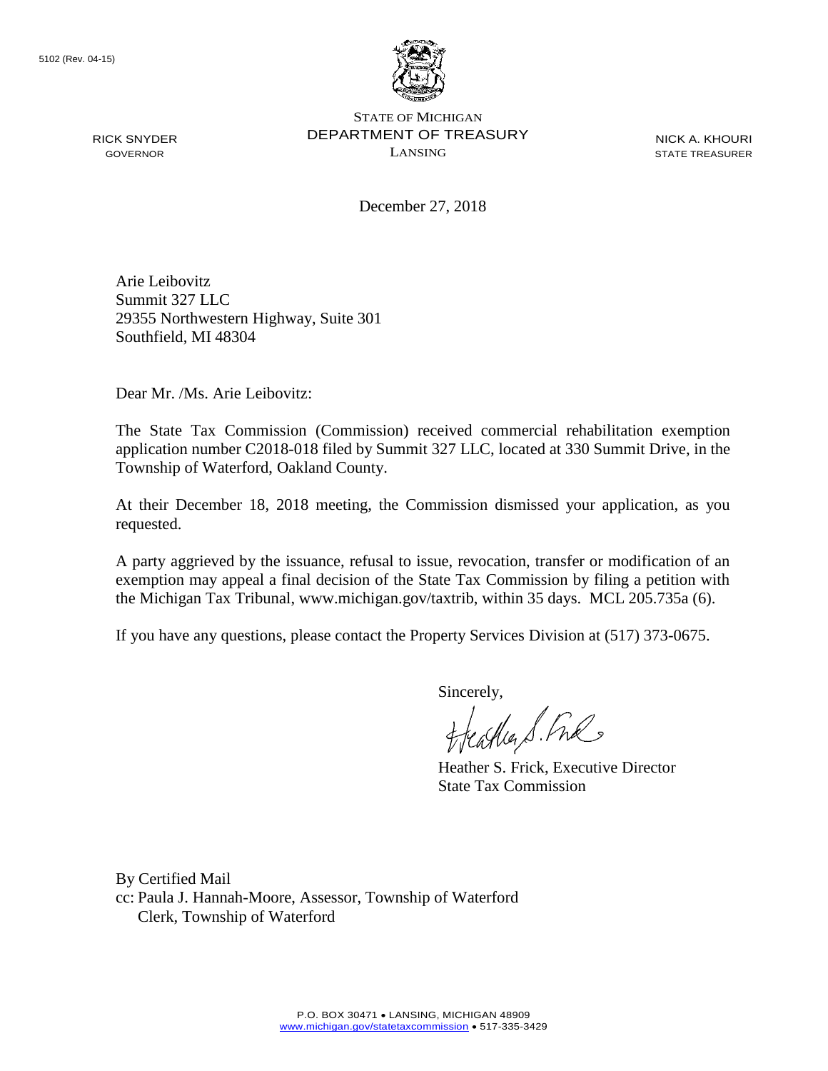5102 (Rev. 04-15)

STATE OF MICHIGAN
DEPARTMENT OF TREASURY
LANSING

RICK SNYDER
GOVERNOR

NICK A. KHOURI
STATE TREASURER

December 27, 2018

Arie Leibovitz
Summit 327 LLC
29355 Northwestern Highway, Suite 301
Southfield, MI 48304

Dear Mr. /Ms. Arie Leibovitz:

The State Tax Commission (Commission) received commercial rehabilitation exemption application number C2018-018 filed by Summit 327 LLC, located at 330 Summit Drive, in the Township of Waterford, Oakland County.

At their December 18, 2018 meeting, the Commission dismissed your application, as you requested.

A party aggrieved by the issuance, refusal to issue, revocation, transfer or modification of an exemption may appeal a final decision of the State Tax Commission by filing a petition with the Michigan Tax Tribunal, www.michigan.gov/taxtrib, within 35 days. MCL 205.735a (6).

If you have any questions, please contact the Property Services Division at (517) 373-0675.

Sincerely,

Heather S. Frick, Executive Director
State Tax Commission

By Certified Mail
cc: Paula J. Hannah-Moore, Assessor, Township of Waterford
Clerk, Township of Waterford

P.O. BOX 30471 • LANSING, MICHIGAN 48909
www.michigan.gov/statetaxcommission • 517-335-3429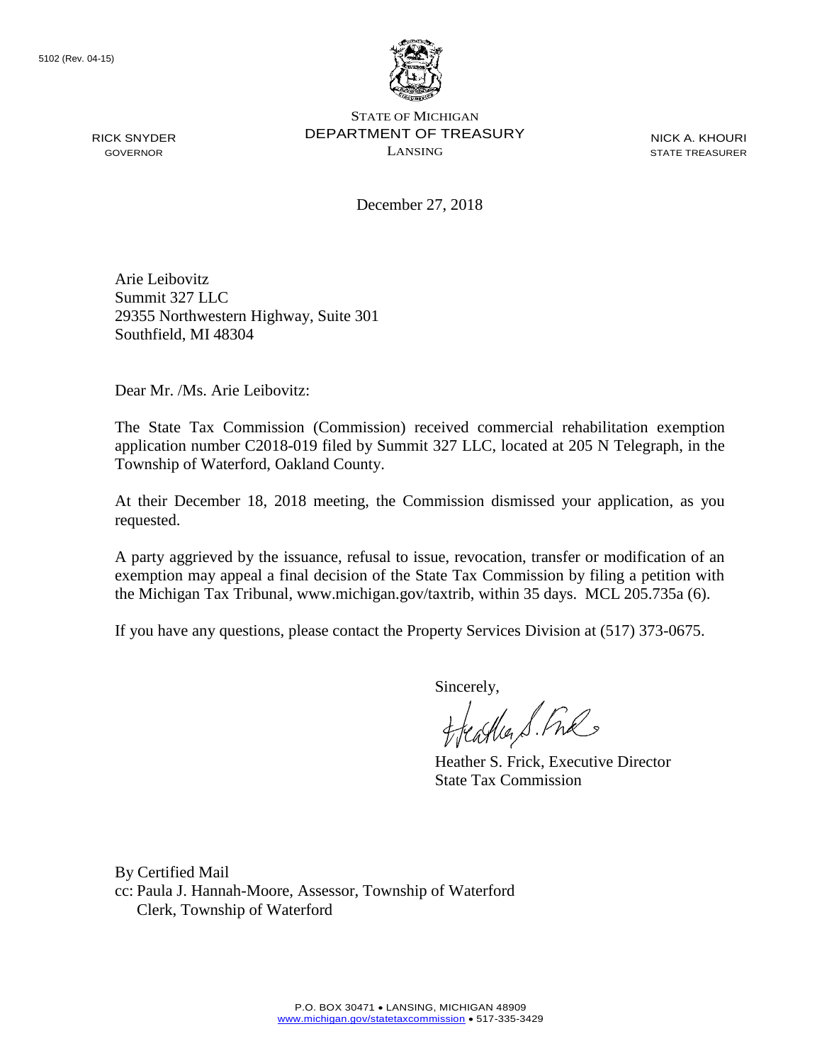5102 (Rev. 04-15)

STATE OF MICHIGAN
DEPARTMENT OF TREASURY
LANSING

RICK SNYDER
GOVERNOR

NICK A. KHOURI
STATE TREASURER

December 27, 2018

Arie Leibovitz
Summit 327 LLC
29355 Northwestern Highway, Suite 301
Southfield, MI 48304

Dear Mr. /Ms. Arie Leibovitz:

The State Tax Commission (Commission) received commercial rehabilitation exemption application number C2018-019 filed by Summit 327 LLC, located at 205 N Telegraph, in the Township of Waterford, Oakland County.

At their December 18, 2018 meeting, the Commission dismissed your application, as you requested.

A party aggrieved by the issuance, refusal to issue, revocation, transfer or modification of an exemption may appeal a final decision of the State Tax Commission by filing a petition with the Michigan Tax Tribunal, www.michigan.gov/taxtrib, within 35 days. MCL 205.735a (6).

If you have any questions, please contact the Property Services Division at (517) 373-0675.

Sincerely,

Heather S. Frick, Executive Director
State Tax Commission

By Certified Mail
cc: Paula J. Hannah-Moore, Assessor, Township of Waterford
Clerk, Township of Waterford

P.O. BOX 30471 • LANSING, MICHIGAN 48909
www.michigan.gov/statetaxcommission • 517-335-3429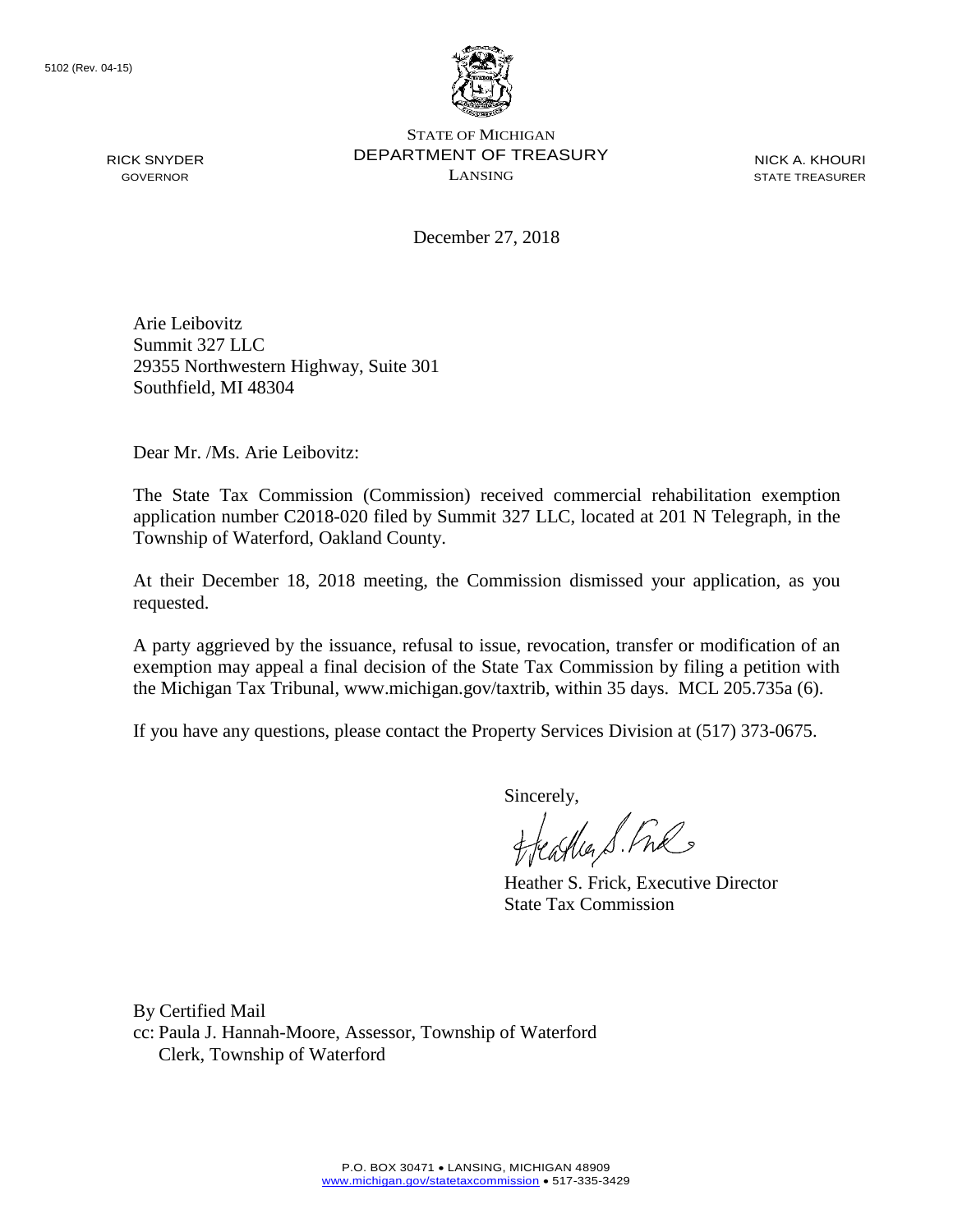5102 (Rev. 04-15)

STATE OF MICHIGAN
DEPARTMENT OF TREASURY
LANSING

RICK SNYDER
GOVERNOR

NICK A. KHOURI
STATE TREASURER

December 27, 2018

Arie Leibovitz
Summit 327 LLC
29355 Northwestern Highway, Suite 301
Southfield, MI 48304

Dear Mr. /Ms. Arie Leibovitz:

The State Tax Commission (Commission) received commercial rehabilitation exemption application number C2018-020 filed by Summit 327 LLC, located at 201 N Telegraph, in the Township of Waterford, Oakland County.

At their December 18, 2018 meeting, the Commission dismissed your application, as you requested.

A party aggrieved by the issuance, refusal to issue, revocation, transfer or modification of an exemption may appeal a final decision of the State Tax Commission by filing a petition with the Michigan Tax Tribunal, www.michigan.gov/taxtrib, within 35 days. MCL 205.735a (6).

If you have any questions, please contact the Property Services Division at (517) 373-0675.

Sincerely,

Heather S. Frick, Executive Director
State Tax Commission

By Certified Mail
cc: Paula J. Hannah-Moore, Assessor, Township of Waterford
Clerk, Township of Waterford

P.O. BOX 30471 • LANSING, MICHIGAN 48909
www.michigan.gov/statetaxcommission • 517-335-3429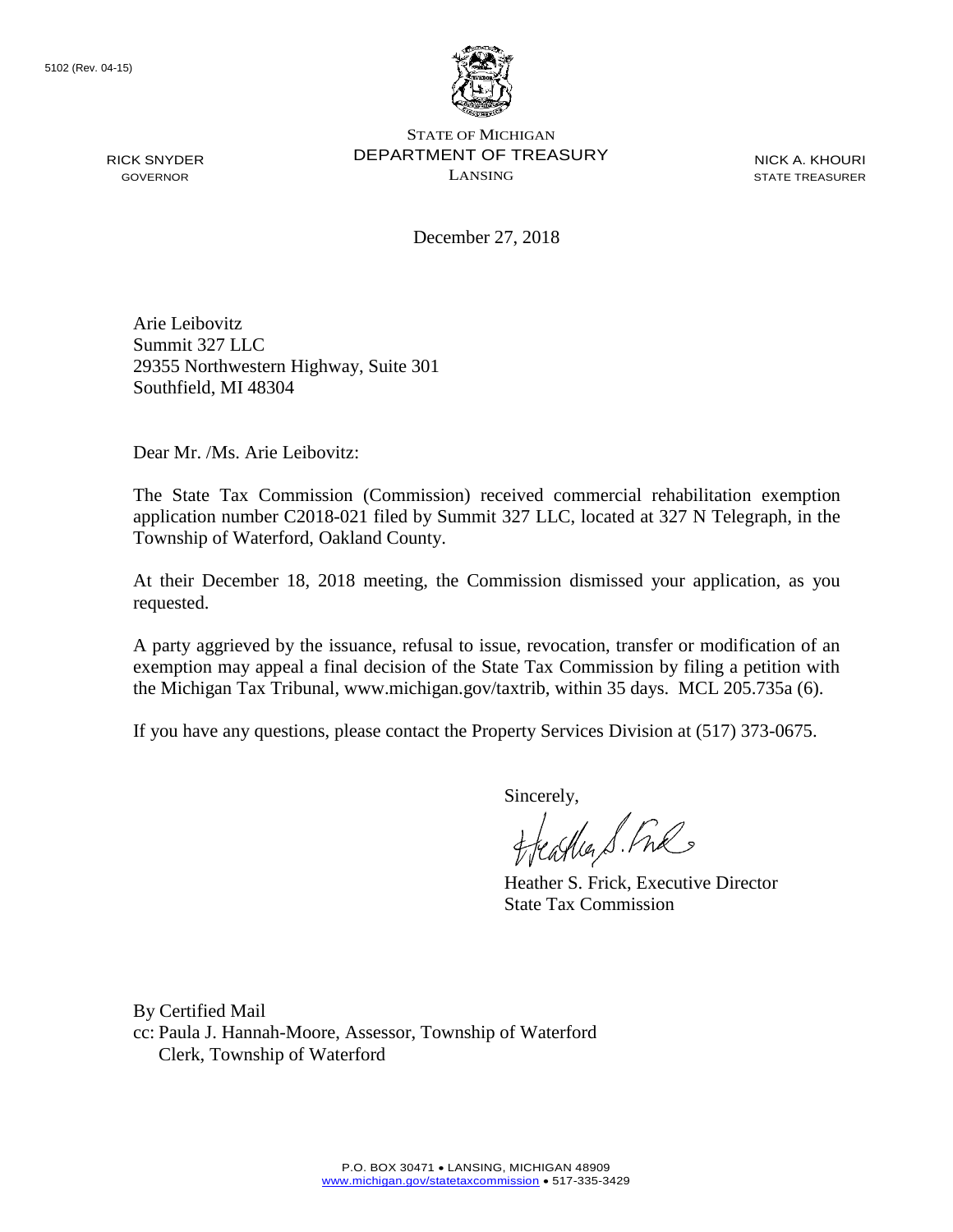5102 (Rev. 04-15)

STATE OF MICHIGAN
DEPARTMENT OF TREASURY
LANSING

RICK SNYDER
GOVERNOR

NICK A. KHOURI
STATE TREASURER

December 27, 2018

Arie Leibovitz
Summit 327 LLC
29355 Northwestern Highway, Suite 301
Southfield, MI 48304

Dear Mr. /Ms. Arie Leibovitz:

The State Tax Commission (Commission) received commercial rehabilitation exemption application number C2018-021 filed by Summit 327 LLC, located at 327 N Telegraph, in the Township of Waterford, Oakland County.

At their December 18, 2018 meeting, the Commission dismissed your application, as you requested.

A party aggrieved by the issuance, refusal to issue, revocation, transfer or modification of an exemption may appeal a final decision of the State Tax Commission by filing a petition with the Michigan Tax Tribunal, www.michigan.gov/taxtrib, within 35 days. MCL 205.735a (6).

If you have any questions, please contact the Property Services Division at (517) 373-0675.

Sincerely,

Heather S. Frick, Executive Director
State Tax Commission

By Certified Mail
cc: Paula J. Hannah-Moore, Assessor, Township of Waterford
Clerk, Township of Waterford

P.O. BOX 30471 • LANSING, MICHIGAN 48909
www.michigan.gov/statetaxcommission • 517-335-3429